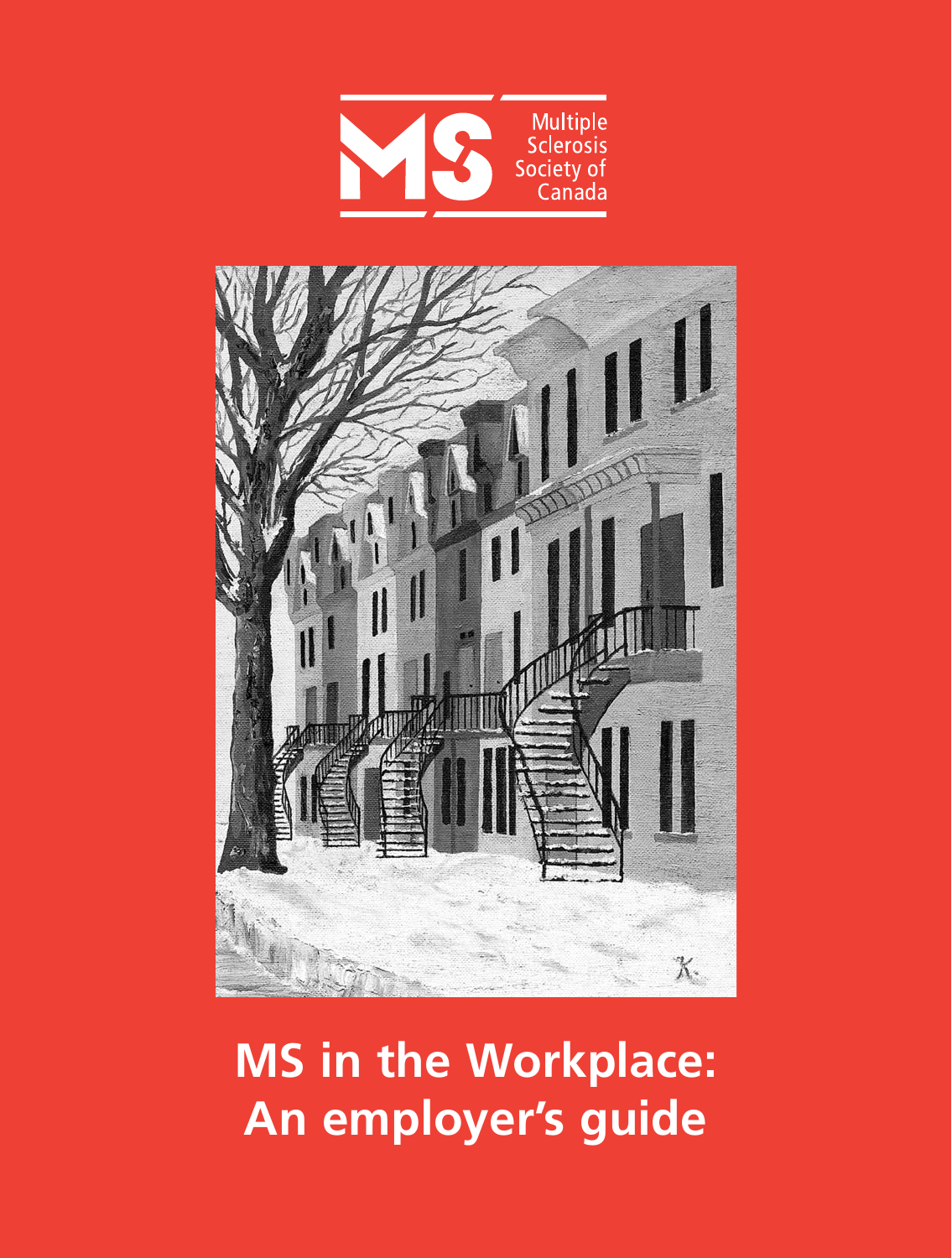Multiple Sclerosis Society of Canada

# MS in the Workplace: An employer's guide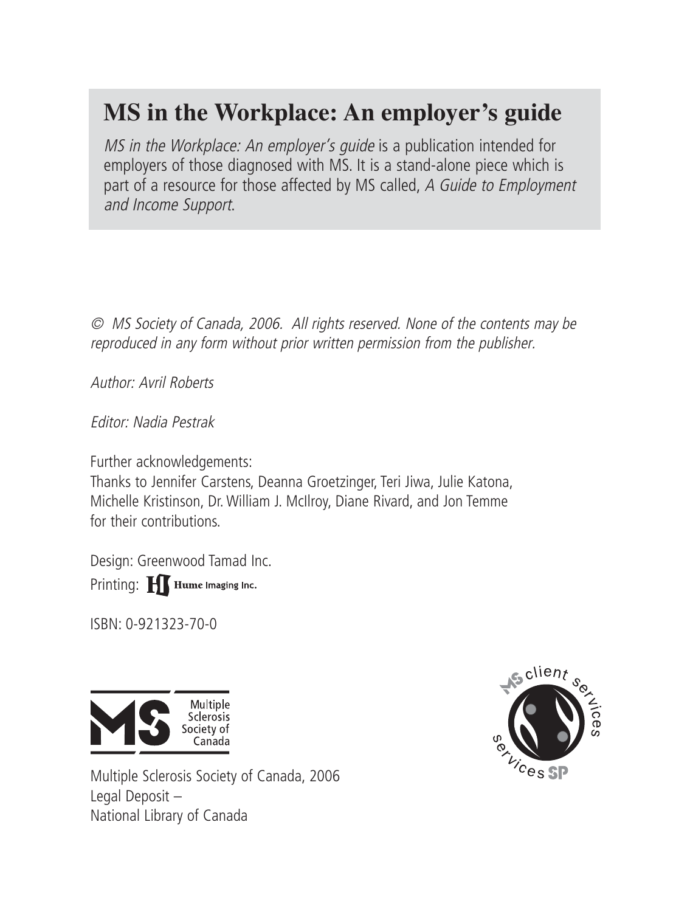# MS in the Workplace: An employer's guide

*MS in the Workplace: An employer's guide* is a publication intended for employers of those diagnosed with MS. It is a stand-alone piece which is part of a resource for those affected by MS called, *A Guide to Employment and Income Support*.

*© MS Society of Canada, 2006. All rights reserved. None of the contents may be reproduced in any form without prior written permission from the publisher.*

*Author: Avril Roberts*

*Editor: Nadia Pestrak*

Further acknowledgements:
Thanks to Jennifer Carstens, Deanna Groetzinger, Teri Jiwa, Julie Katona, Michelle Kristinson, Dr. William J. McIlroy, Diane Rivard, and Jon Temme for their contributions.

Design: Greenwood Tamad Inc.
Printing: Hume Imaging Inc.

ISBN: 0-921323-70-0

Multiple Sclerosis Society of Canada

Multiple Sclerosis Society of Canada, 2006
Legal Deposit –
National Library of Canada

MS client services services SP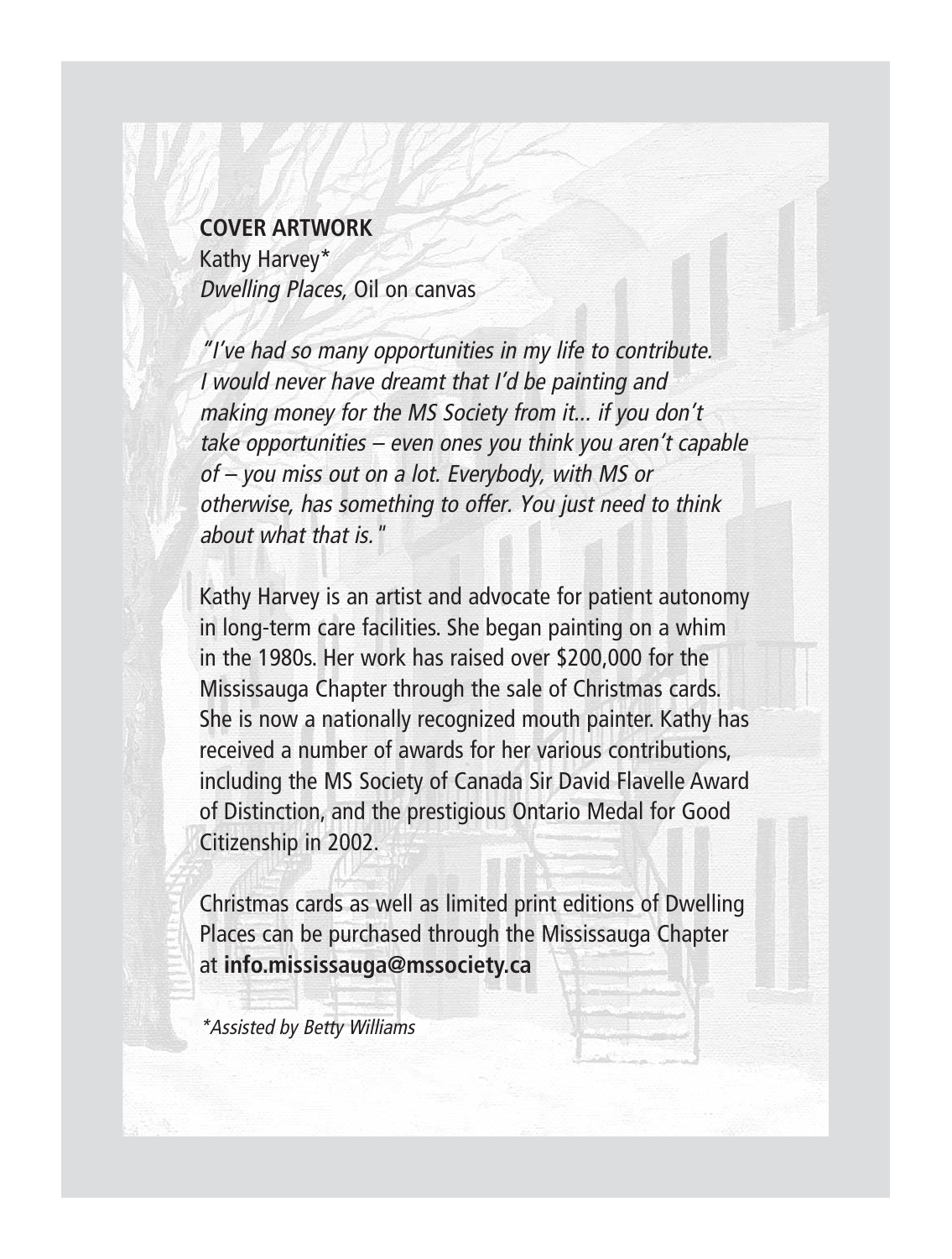**COVER ARTWORK**
Kathy Harvey*
*Dwelling Places,* Oil on canvas

*"I've had so many opportunities in my life to contribute. I would never have dreamt that I'd be painting and making money for the MS Society from it… if you don't take opportunities – even ones you think you aren't capable of – you miss out on a lot. Everybody, with MS or otherwise, has something to offer. You just need to think about what that is."*

Kathy Harvey is an artist and advocate for patient autonomy in long-term care facilities. She began painting on a whim in the 1980s. Her work has raised over $200,000 for the Mississauga Chapter through the sale of Christmas cards. She is now a nationally recognized mouth painter. Kathy has received a number of awards for her various contributions, including the MS Society of Canada Sir David Flavelle Award of Distinction, and the prestigious Ontario Medal for Good Citizenship in 2002.

Christmas cards as well as limited print editions of Dwelling Places can be purchased through the Mississauga Chapter at **info.mississauga@mssociety.ca**

*\*Assisted by Betty Williams*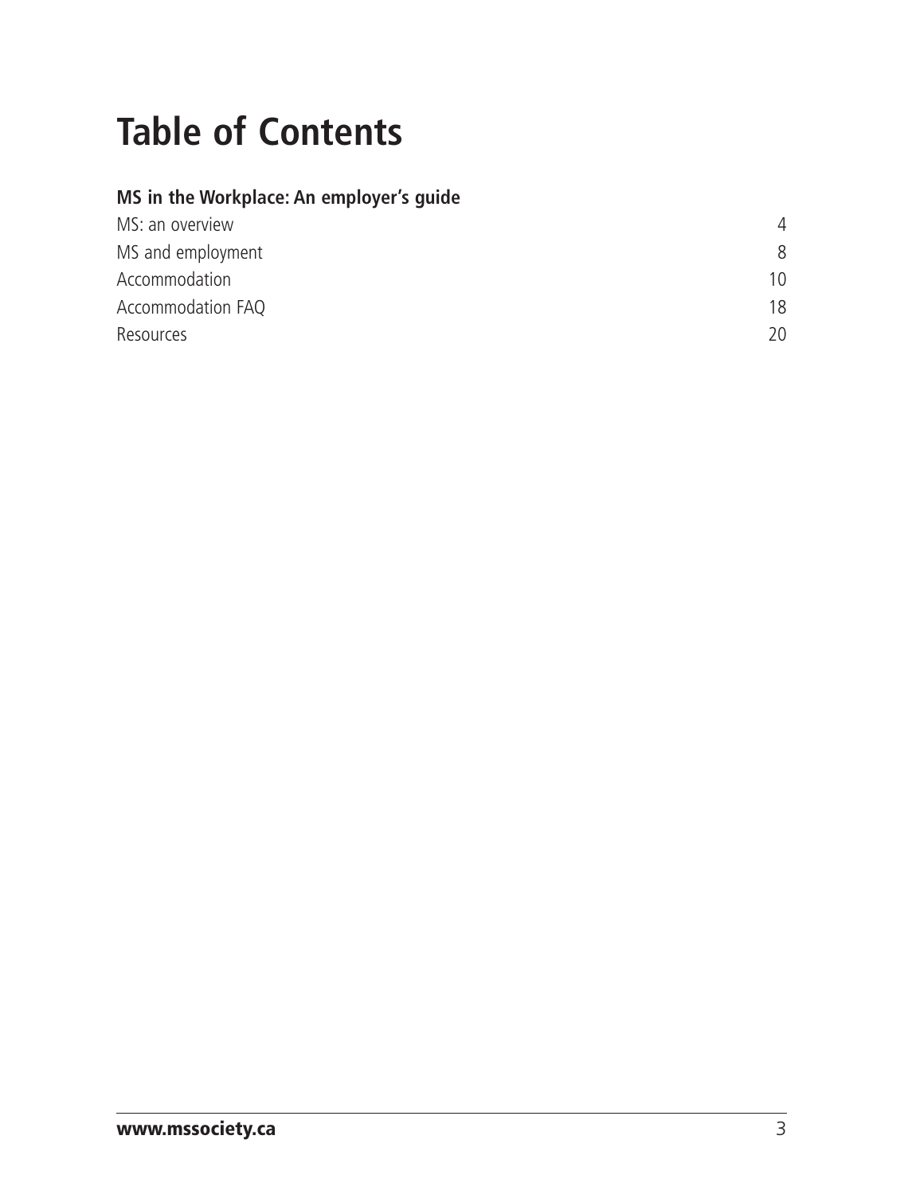# Table of Contents

**MS in the Workplace: An employer's guide**

| | |
|---|---|
| MS: an overview | 4 |
| MS and employment | 8 |
| Accommodation | 10 |
| Accommodation FAQ | 18 |
| Resources | 20 |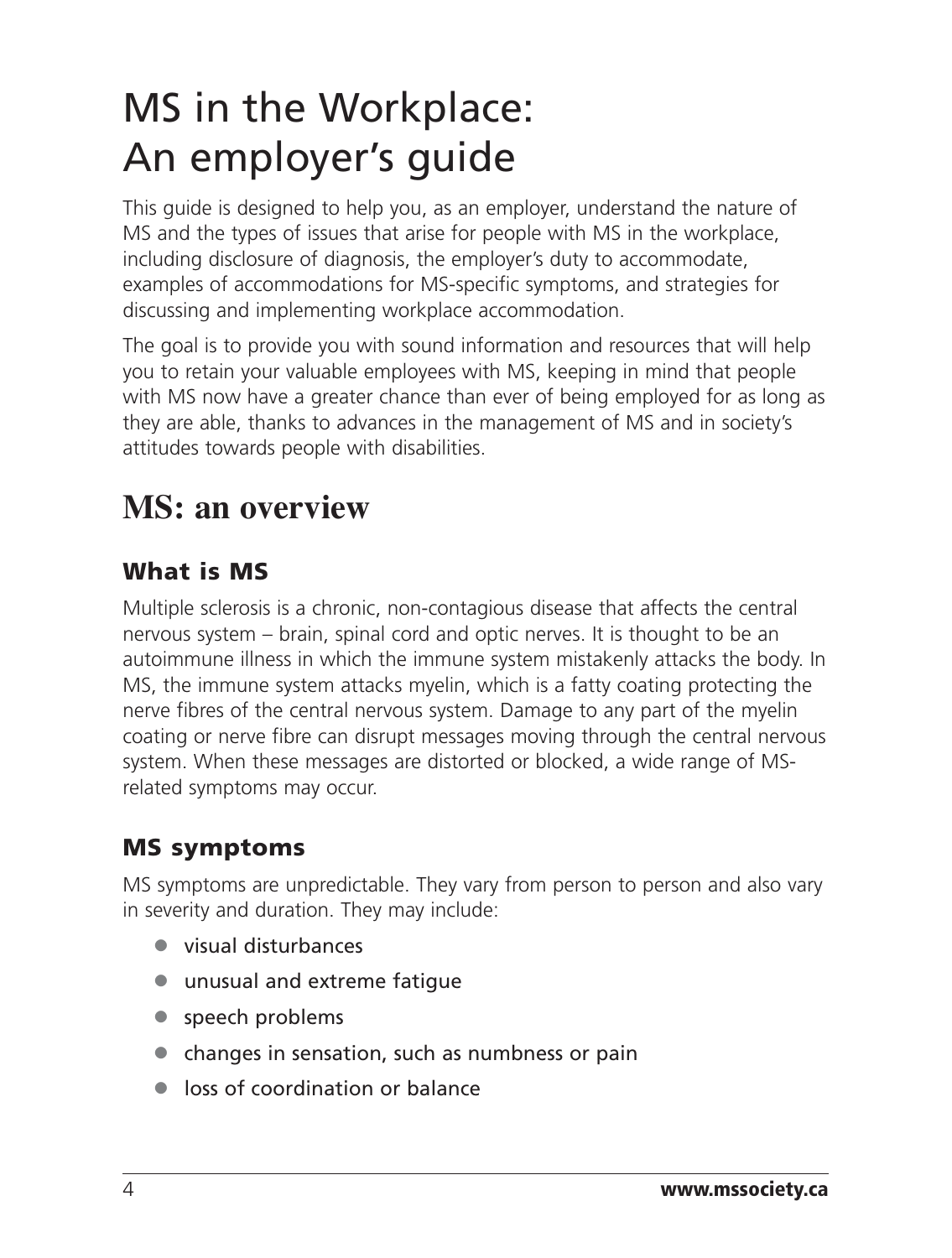# MS in the Workplace: An employer's guide

This guide is designed to help you, as an employer, understand the nature of MS and the types of issues that arise for people with MS in the workplace, including disclosure of diagnosis, the employer's duty to accommodate, examples of accommodations for MS-specific symptoms, and strategies for discussing and implementing workplace accommodation.

The goal is to provide you with sound information and resources that will help you to retain your valuable employees with MS, keeping in mind that people with MS now have a greater chance than ever of being employed for as long as they are able, thanks to advances in the management of MS and in society's attitudes towards people with disabilities.

## MS: an overview

### What is MS

Multiple sclerosis is a chronic, non-contagious disease that affects the central nervous system – brain, spinal cord and optic nerves. It is thought to be an autoimmune illness in which the immune system mistakenly attacks the body. In MS, the immune system attacks myelin, which is a fatty coating protecting the nerve fibres of the central nervous system. Damage to any part of the myelin coating or nerve fibre can disrupt messages moving through the central nervous system. When these messages are distorted or blocked, a wide range of MS-related symptoms may occur.

### MS symptoms

MS symptoms are unpredictable. They vary from person to person and also vary in severity and duration. They may include:

- visual disturbances
- unusual and extreme fatigue
- speech problems
- changes in sensation, such as numbness or pain
- loss of coordination or balance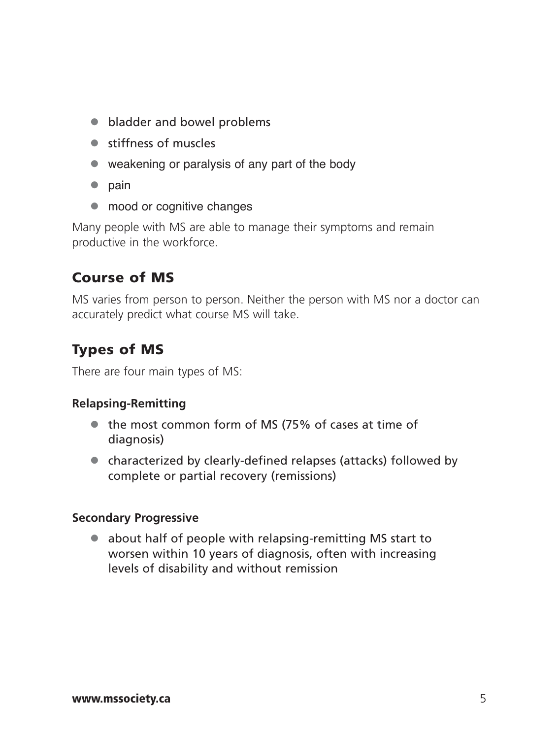- bladder and bowel problems
- stiffness of muscles
- weakening or paralysis of any part of the body
- pain
- mood or cognitive changes

Many people with MS are able to manage their symptoms and remain productive in the workforce.

## Course of MS

MS varies from person to person. Neither the person with MS nor a doctor can accurately predict what course MS will take.

## Types of MS

There are four main types of MS:

**Relapsing-Remitting**

- the most common form of MS (75% of cases at time of diagnosis)
- characterized by clearly-defined relapses (attacks) followed by complete or partial recovery (remissions)

**Secondary Progressive**

- about half of people with relapsing-remitting MS start to worsen within 10 years of diagnosis, often with increasing levels of disability and without remission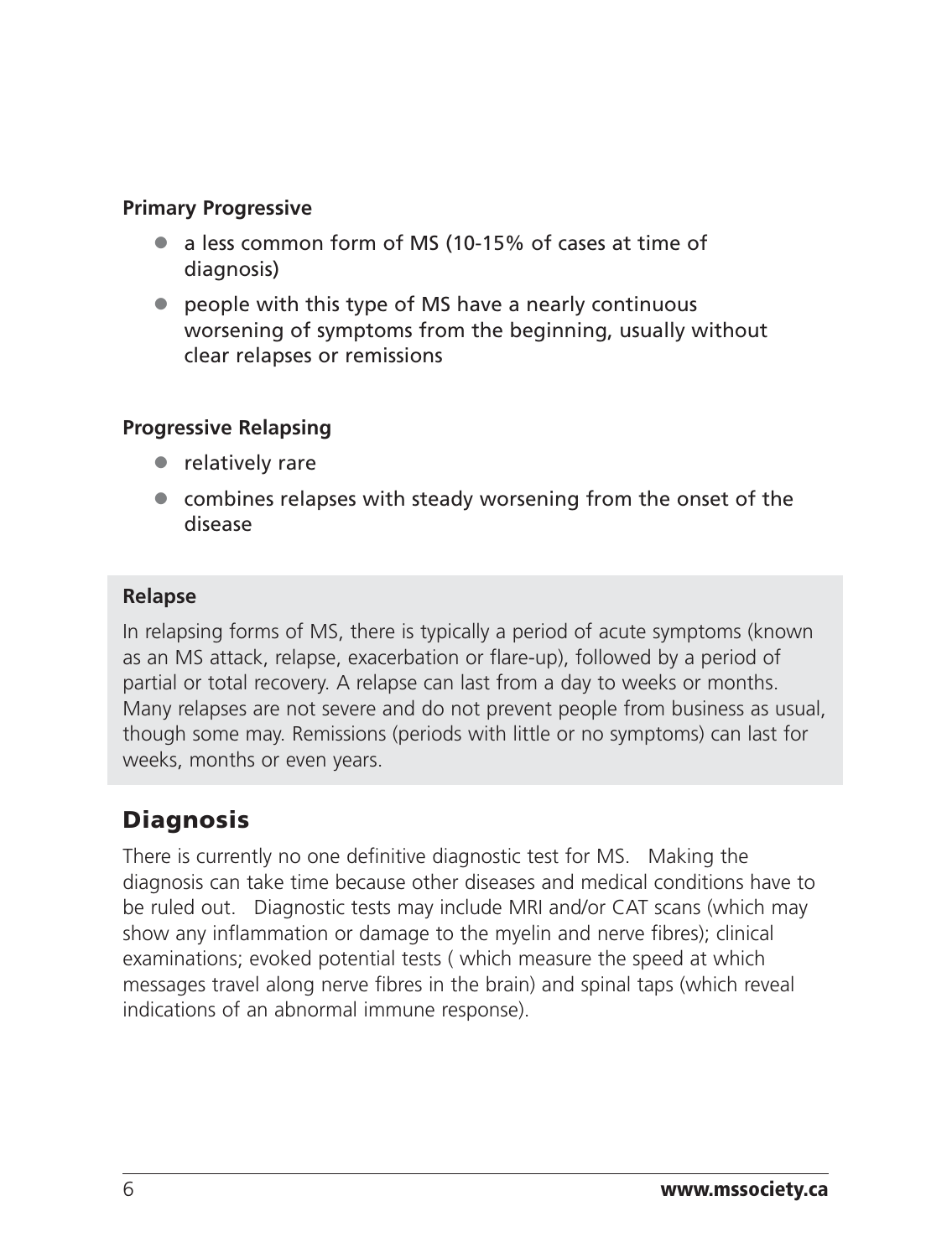**Primary Progressive**

- a less common form of MS (10-15% of cases at time of diagnosis)
- people with this type of MS have a nearly continuous worsening of symptoms from the beginning, usually without clear relapses or remissions

**Progressive Relapsing**

- relatively rare
- combines relapses with steady worsening from the onset of the disease

**Relapse**

In relapsing forms of MS, there is typically a period of acute symptoms (known as an MS attack, relapse, exacerbation or flare-up), followed by a period of partial or total recovery. A relapse can last from a day to weeks or months. Many relapses are not severe and do not prevent people from business as usual, though some may. Remissions (periods with little or no symptoms) can last for weeks, months or even years.

## Diagnosis

There is currently no one definitive diagnostic test for MS. Making the diagnosis can take time because other diseases and medical conditions have to be ruled out. Diagnostic tests may include MRI and/or CAT scans (which may show any inflammation or damage to the myelin and nerve fibres); clinical examinations; evoked potential tests ( which measure the speed at which messages travel along nerve fibres in the brain) and spinal taps (which reveal indications of an abnormal immune response).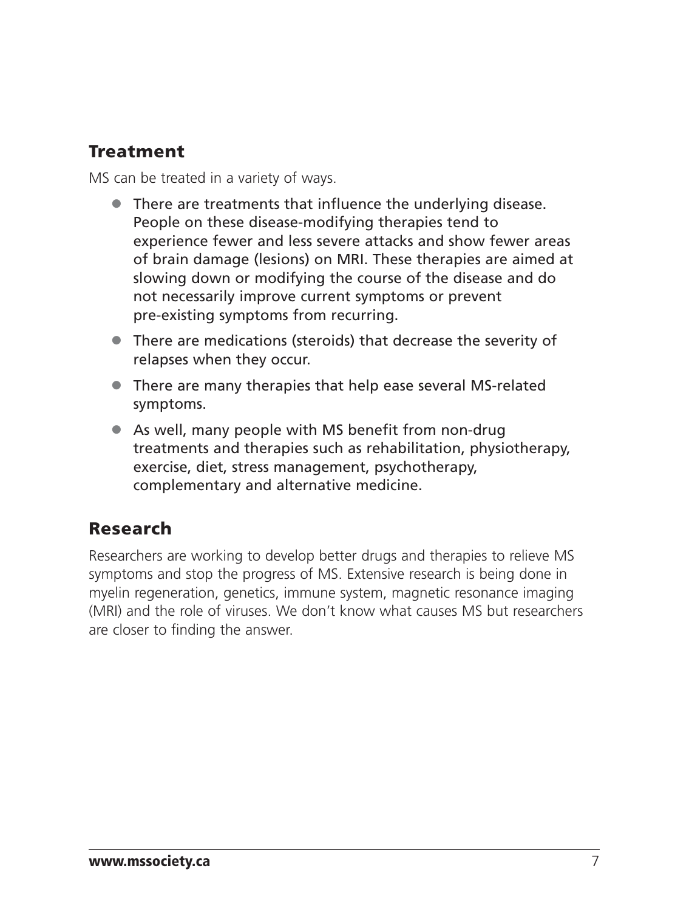## Treatment

MS can be treated in a variety of ways.

- There are treatments that influence the underlying disease. People on these disease-modifying therapies tend to experience fewer and less severe attacks and show fewer areas of brain damage (lesions) on MRI. These therapies are aimed at slowing down or modifying the course of the disease and do not necessarily improve current symptoms or prevent pre-existing symptoms from recurring.
- There are medications (steroids) that decrease the severity of relapses when they occur.
- There are many therapies that help ease several MS-related symptoms.
- As well, many people with MS benefit from non-drug treatments and therapies such as rehabilitation, physiotherapy, exercise, diet, stress management, psychotherapy, complementary and alternative medicine.

## Research

Researchers are working to develop better drugs and therapies to relieve MS symptoms and stop the progress of MS. Extensive research is being done in myelin regeneration, genetics, immune system, magnetic resonance imaging (MRI) and the role of viruses. We don't know what causes MS but researchers are closer to finding the answer.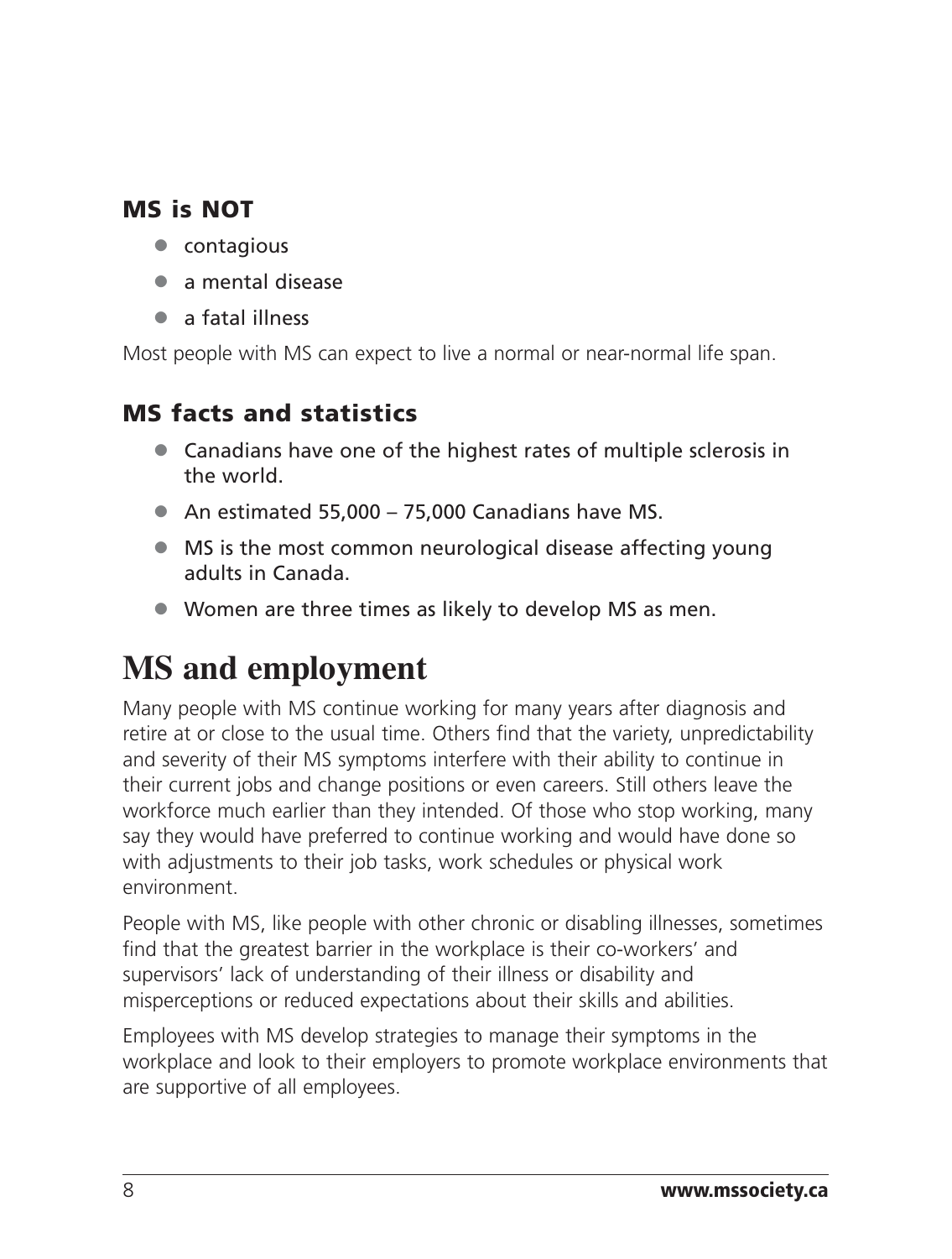### MS is NOT

- contagious
- a mental disease
- a fatal illness

Most people with MS can expect to live a normal or near-normal life span.

### MS facts and statistics

- Canadians have one of the highest rates of multiple sclerosis in the world.
- An estimated 55,000 – 75,000 Canadians have MS.
- MS is the most common neurological disease affecting young adults in Canada.
- Women are three times as likely to develop MS as men.

# MS and employment

Many people with MS continue working for many years after diagnosis and retire at or close to the usual time. Others find that the variety, unpredictability and severity of their MS symptoms interfere with their ability to continue in their current jobs and change positions or even careers. Still others leave the workforce much earlier than they intended. Of those who stop working, many say they would have preferred to continue working and would have done so with adjustments to their job tasks, work schedules or physical work environment.

People with MS, like people with other chronic or disabling illnesses, sometimes find that the greatest barrier in the workplace is their co-workers' and supervisors' lack of understanding of their illness or disability and misperceptions or reduced expectations about their skills and abilities.

Employees with MS develop strategies to manage their symptoms in the workplace and look to their employers to promote workplace environments that are supportive of all employees.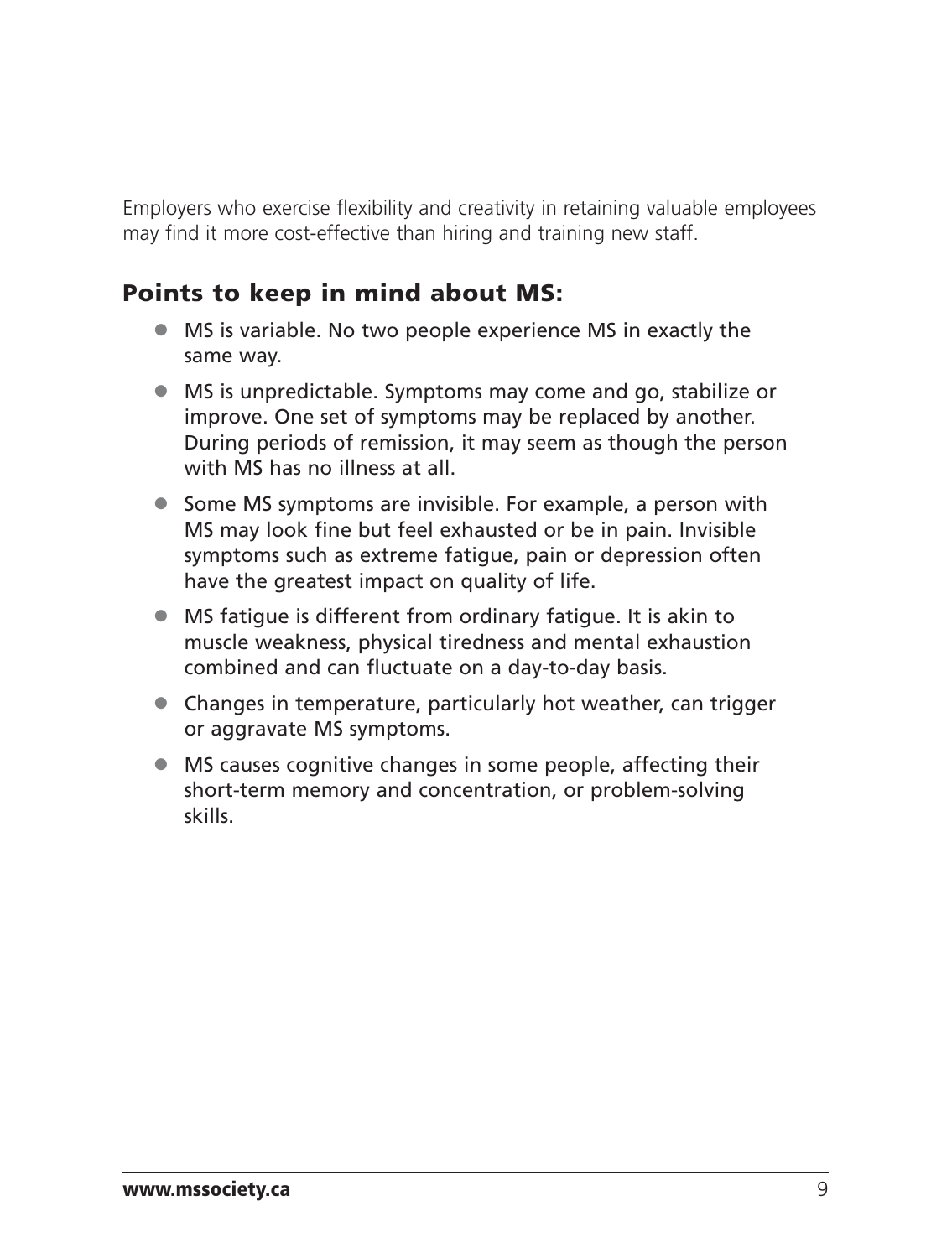Employers who exercise flexibility and creativity in retaining valuable employees may find it more cost-effective than hiring and training new staff.

## Points to keep in mind about MS:

- MS is variable. No two people experience MS in exactly the same way.
- MS is unpredictable. Symptoms may come and go, stabilize or improve. One set of symptoms may be replaced by another. During periods of remission, it may seem as though the person with MS has no illness at all.
- Some MS symptoms are invisible. For example, a person with MS may look fine but feel exhausted or be in pain. Invisible symptoms such as extreme fatigue, pain or depression often have the greatest impact on quality of life.
- MS fatigue is different from ordinary fatigue. It is akin to muscle weakness, physical tiredness and mental exhaustion combined and can fluctuate on a day-to-day basis.
- Changes in temperature, particularly hot weather, can trigger or aggravate MS symptoms.
- MS causes cognitive changes in some people, affecting their short-term memory and concentration, or problem-solving skills.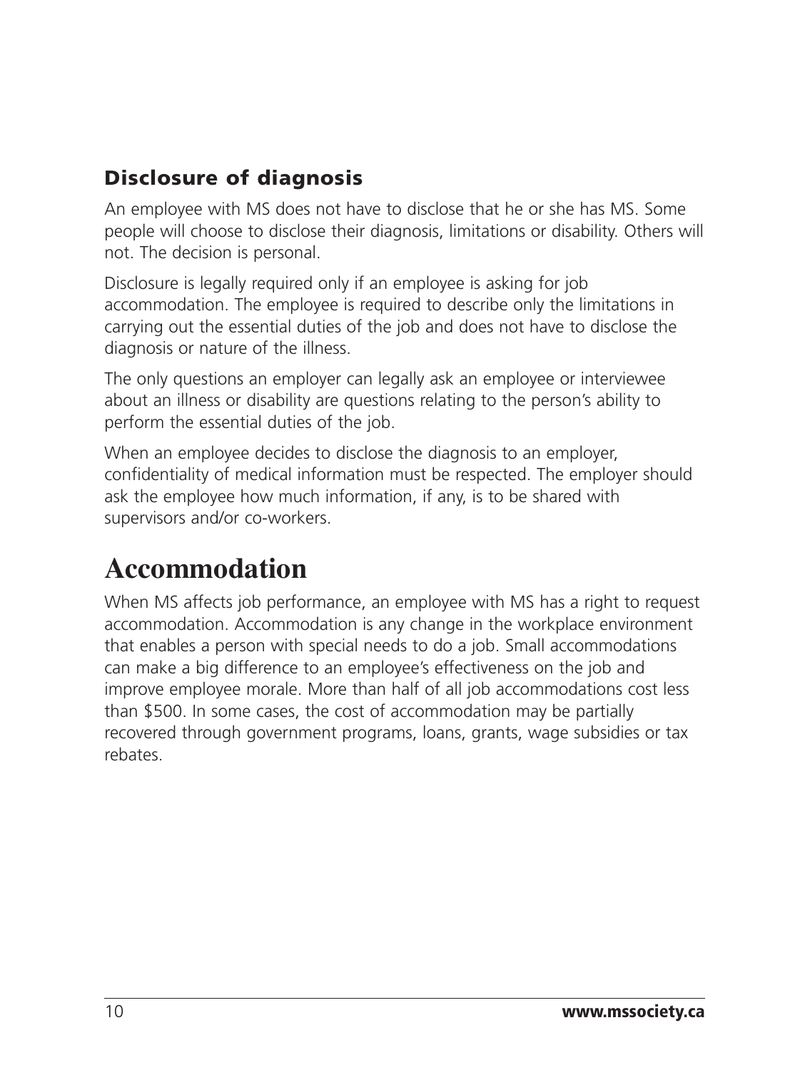### Disclosure of diagnosis

An employee with MS does not have to disclose that he or she has MS. Some people will choose to disclose their diagnosis, limitations or disability. Others will not. The decision is personal.

Disclosure is legally required only if an employee is asking for job accommodation. The employee is required to describe only the limitations in carrying out the essential duties of the job and does not have to disclose the diagnosis or nature of the illness.

The only questions an employer can legally ask an employee or interviewee about an illness or disability are questions relating to the person's ability to perform the essential duties of the job.

When an employee decides to disclose the diagnosis to an employer, confidentiality of medical information must be respected. The employer should ask the employee how much information, if any, is to be shared with supervisors and/or co-workers.

## Accommodation

When MS affects job performance, an employee with MS has a right to request accommodation. Accommodation is any change in the workplace environment that enables a person with special needs to do a job. Small accommodations can make a big difference to an employee's effectiveness on the job and improve employee morale. More than half of all job accommodations cost less than $500. In some cases, the cost of accommodation may be partially recovered through government programs, loans, grants, wage subsidies or tax rebates.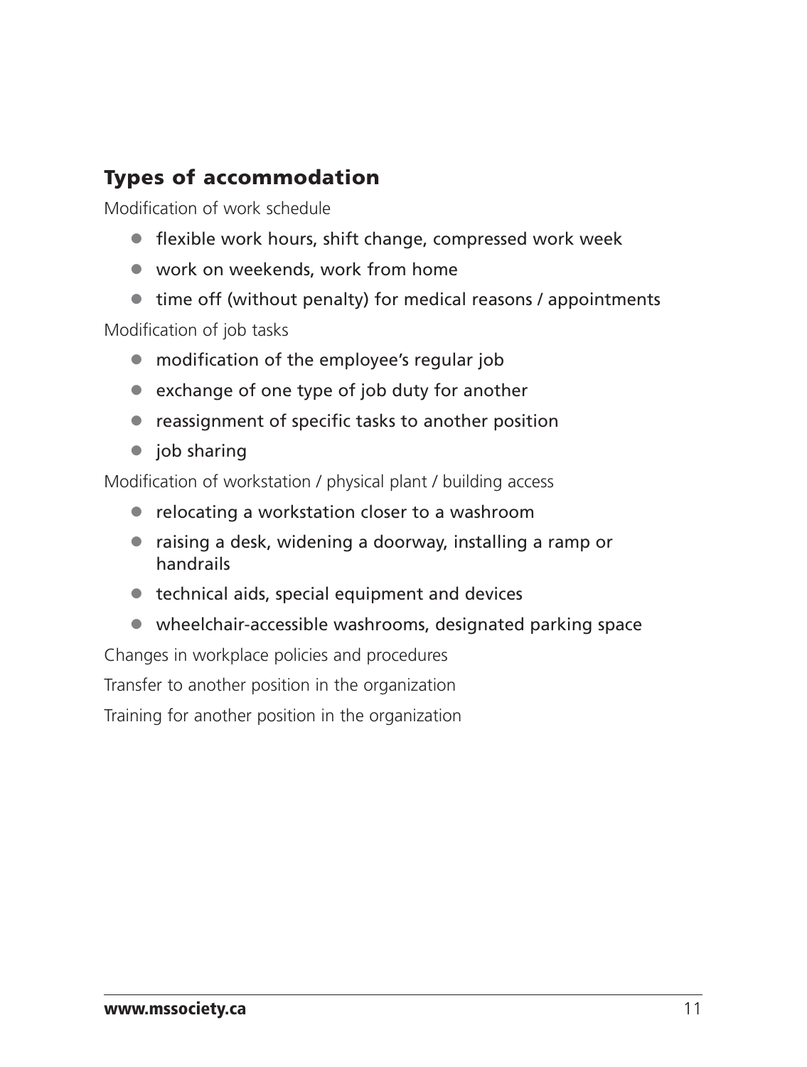## Types of accommodation

Modification of work schedule

- flexible work hours, shift change, compressed work week
- work on weekends, work from home
- time off (without penalty) for medical reasons / appointments

Modification of job tasks

- modification of the employee's regular job
- exchange of one type of job duty for another
- reassignment of specific tasks to another position
- job sharing

Modification of workstation / physical plant / building access

- relocating a workstation closer to a washroom
- raising a desk, widening a doorway, installing a ramp or handrails
- technical aids, special equipment and devices
- wheelchair-accessible washrooms, designated parking space

Changes in workplace policies and procedures

Transfer to another position in the organization

Training for another position in the organization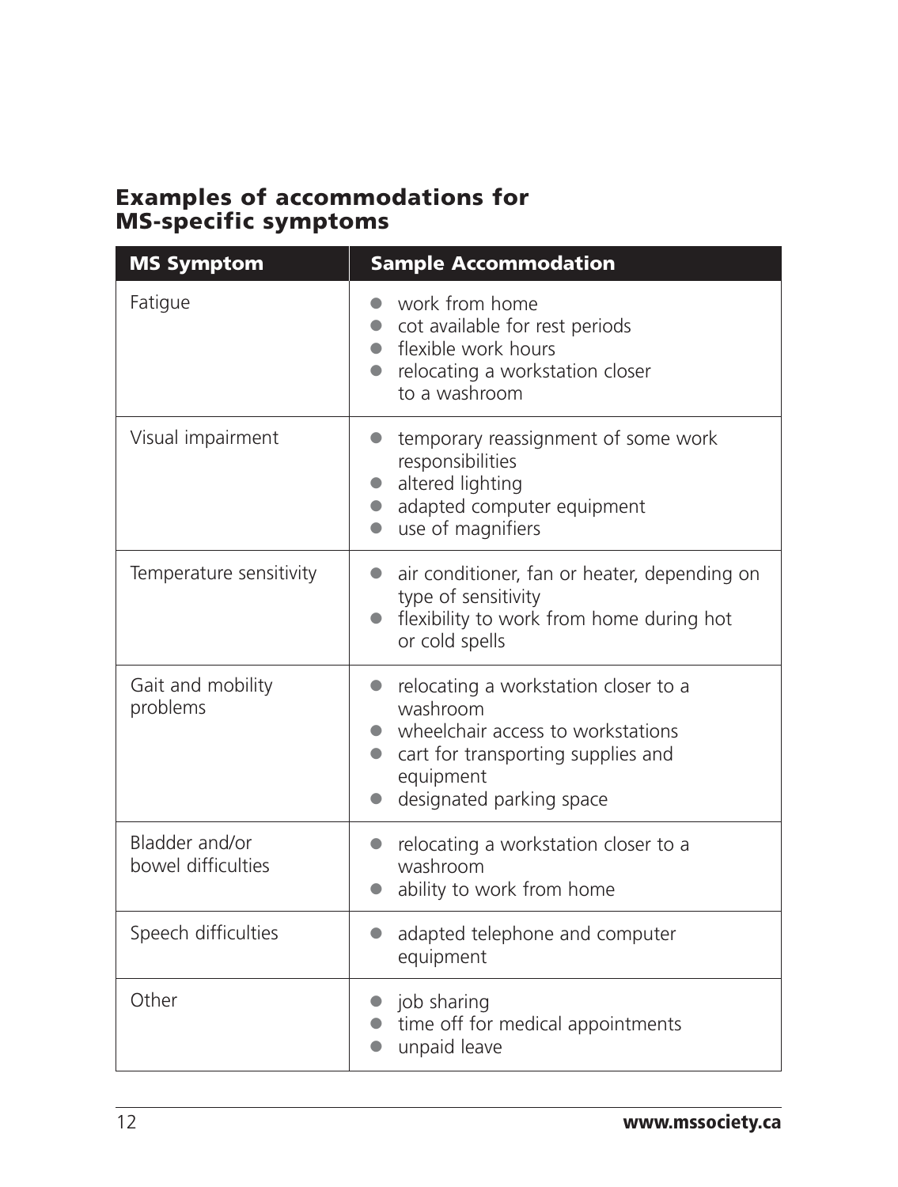## Examples of accommodations for MS-specific symptoms

| MS Symptom | Sample Accommodation |
| --- | --- |
| Fatigue | • work from home<br>• cot available for rest periods<br>• flexible work hours<br>• relocating a workstation closer to a washroom |
| Visual impairment | • temporary reassignment of some work responsibilities<br>• altered lighting<br>• adapted computer equipment<br>• use of magnifiers |
| Temperature sensitivity | • air conditioner, fan or heater, depending on type of sensitivity<br>• flexibility to work from home during hot or cold spells |
| Gait and mobility problems | • relocating a workstation closer to a washroom<br>• wheelchair access to workstations<br>• cart for transporting supplies and equipment<br>• designated parking space |
| Bladder and/or bowel difficulties | • relocating a workstation closer to a washroom<br>• ability to work from home |
| Speech difficulties | • adapted telephone and computer equipment |
| Other | • job sharing<br>• time off for medical appointments<br>• unpaid leave |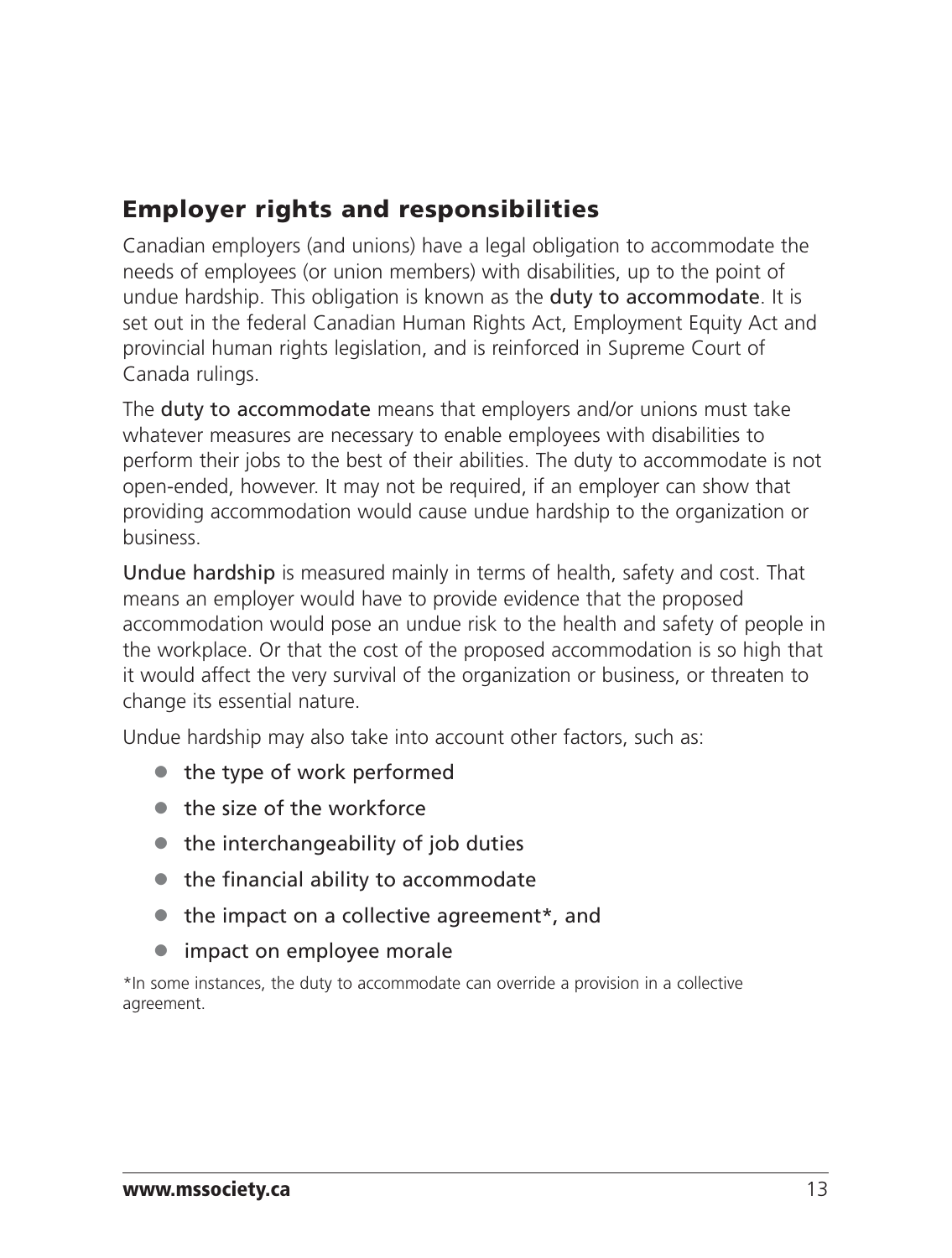## Employer rights and responsibilities

Canadian employers (and unions) have a legal obligation to accommodate the needs of employees (or union members) with disabilities, up to the point of undue hardship. This obligation is known as the **duty to accommodate**. It is set out in the federal Canadian Human Rights Act, Employment Equity Act and provincial human rights legislation, and is reinforced in Supreme Court of Canada rulings.

The **duty to accommodate** means that employers and/or unions must take whatever measures are necessary to enable employees with disabilities to perform their jobs to the best of their abilities. The duty to accommodate is not open-ended, however. It may not be required, if an employer can show that providing accommodation would cause undue hardship to the organization or business.

**Undue hardship** is measured mainly in terms of health, safety and cost. That means an employer would have to provide evidence that the proposed accommodation would pose an undue risk to the health and safety of people in the workplace. Or that the cost of the proposed accommodation is so high that it would affect the very survival of the organization or business, or threaten to change its essential nature.

Undue hardship may also take into account other factors, such as:

- the type of work performed
- the size of the workforce
- the interchangeability of job duties
- the financial ability to accommodate
- the impact on a collective agreement*, and
- impact on employee morale

*In some instances, the duty to accommodate can override a provision in a collective agreement.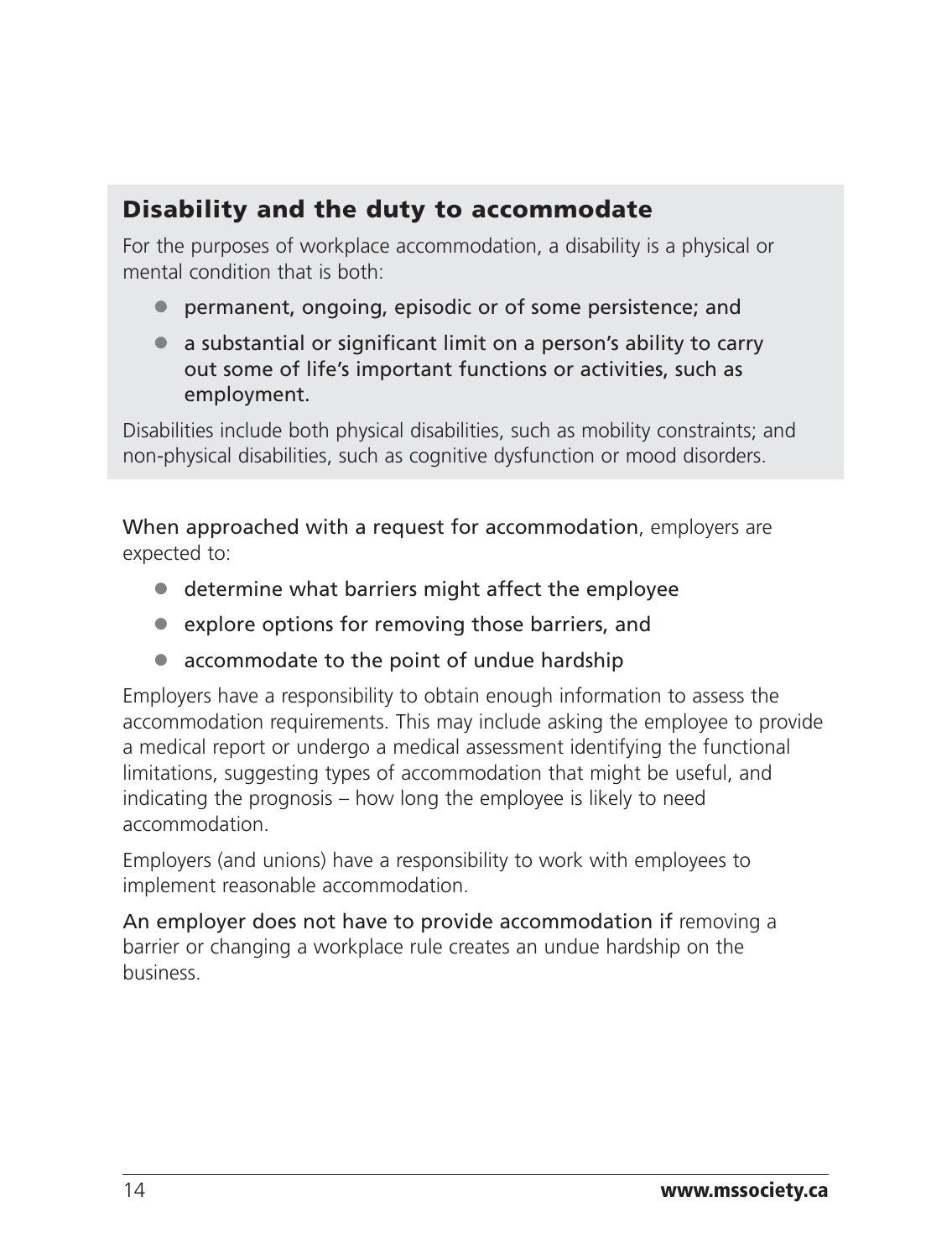## Disability and the duty to accommodate

For the purposes of workplace accommodation, a disability is a physical or mental condition that is both:

- permanent, ongoing, episodic or of some persistence; and
- a substantial or significant limit on a person's ability to carry out some of life's important functions or activities, such as employment.

Disabilities include both physical disabilities, such as mobility constraints; and non-physical disabilities, such as cognitive dysfunction or mood disorders.

When approached with a request for accommodation, employers are expected to:

- determine what barriers might affect the employee
- explore options for removing those barriers, and
- accommodate to the point of undue hardship

Employers have a responsibility to obtain enough information to assess the accommodation requirements. This may include asking the employee to provide a medical report or undergo a medical assessment identifying the functional limitations, suggesting types of accommodation that might be useful, and indicating the prognosis – how long the employee is likely to need accommodation.

Employers (and unions) have a responsibility to work with employees to implement reasonable accommodation.

An employer does not have to provide accommodation if removing a barrier or changing a workplace rule creates an undue hardship on the business.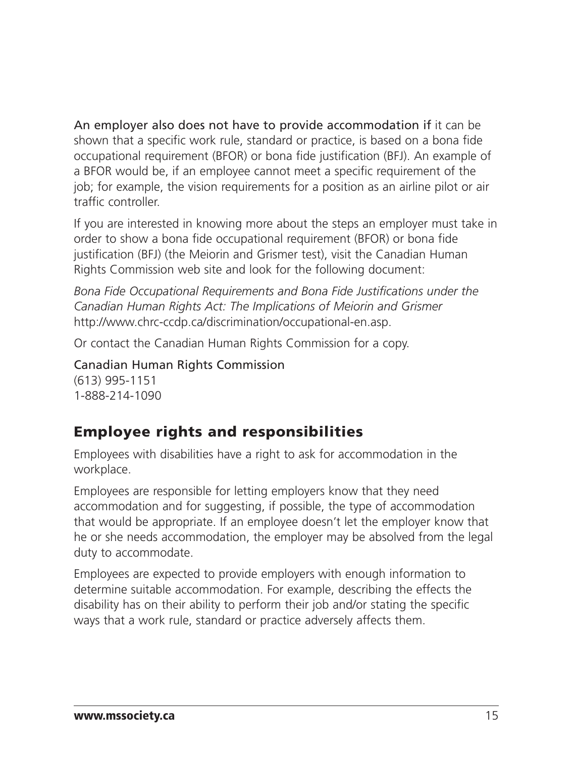An employer also does not have to provide accommodation if it can be shown that a specific work rule, standard or practice, is based on a bona fide occupational requirement (BFOR) or bona fide justification (BFJ). An example of a BFOR would be, if an employee cannot meet a specific requirement of the job; for example, the vision requirements for a position as an airline pilot or air traffic controller.

If you are interested in knowing more about the steps an employer must take in order to show a bona fide occupational requirement (BFOR) or bona fide justification (BFJ) (the Meiorin and Grismer test), visit the Canadian Human Rights Commission web site and look for the following document:

*Bona Fide Occupational Requirements and Bona Fide Justifications under the Canadian Human Rights Act: The Implications of Meiorin and Grismer* http://www.chrc-ccdp.ca/discrimination/occupational-en.asp.

Or contact the Canadian Human Rights Commission for a copy.

Canadian Human Rights Commission
(613) 995-1151
1-888-214-1090

## Employee rights and responsibilities

Employees with disabilities have a right to ask for accommodation in the workplace.

Employees are responsible for letting employers know that they need accommodation and for suggesting, if possible, the type of accommodation that would be appropriate. If an employee doesn't let the employer know that he or she needs accommodation, the employer may be absolved from the legal duty to accommodate.

Employees are expected to provide employers with enough information to determine suitable accommodation. For example, describing the effects the disability has on their ability to perform their job and/or stating the specific ways that a work rule, standard or practice adversely affects them.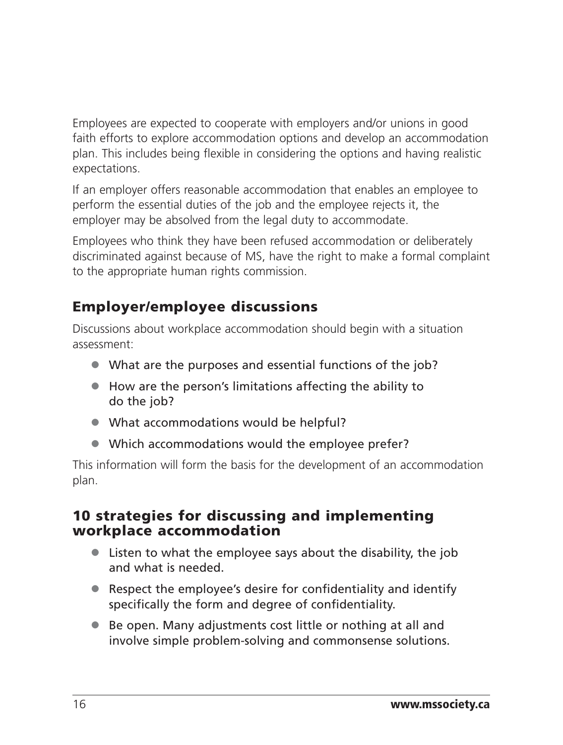Employees are expected to cooperate with employers and/or unions in good faith efforts to explore accommodation options and develop an accommodation plan. This includes being flexible in considering the options and having realistic expectations.

If an employer offers reasonable accommodation that enables an employee to perform the essential duties of the job and the employee rejects it, the employer may be absolved from the legal duty to accommodate.

Employees who think they have been refused accommodation or deliberately discriminated against because of MS, have the right to make a formal complaint to the appropriate human rights commission.

## Employer/employee discussions

Discussions about workplace accommodation should begin with a situation assessment:

- What are the purposes and essential functions of the job?
- How are the person's limitations affecting the ability to do the job?
- What accommodations would be helpful?
- Which accommodations would the employee prefer?

This information will form the basis for the development of an accommodation plan.

## 10 strategies for discussing and implementing workplace accommodation

- Listen to what the employee says about the disability, the job and what is needed.
- Respect the employee's desire for confidentiality and identify specifically the form and degree of confidentiality.
- Be open. Many adjustments cost little or nothing at all and involve simple problem-solving and commonsense solutions.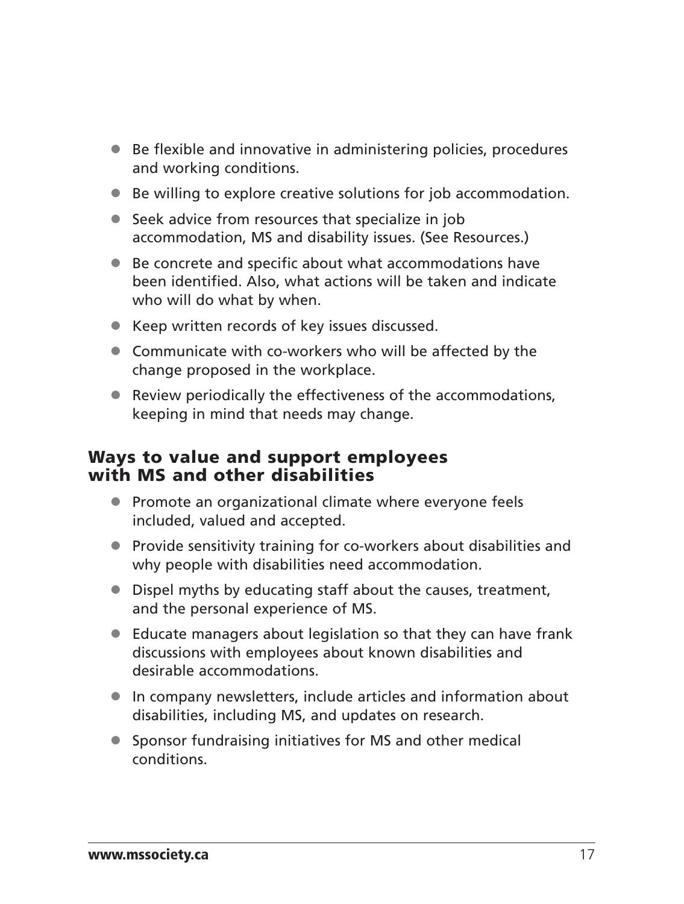- Be flexible and innovative in administering policies, procedures and working conditions.
- Be willing to explore creative solutions for job accommodation.
- Seek advice from resources that specialize in job accommodation, MS and disability issues. (See Resources.)
- Be concrete and specific about what accommodations have been identified. Also, what actions will be taken and indicate who will do what by when.
- Keep written records of key issues discussed.
- Communicate with co-workers who will be affected by the change proposed in the workplace.
- Review periodically the effectiveness of the accommodations, keeping in mind that needs may change.

## Ways to value and support employees with MS and other disabilities

- Promote an organizational climate where everyone feels included, valued and accepted.
- Provide sensitivity training for co-workers about disabilities and why people with disabilities need accommodation.
- Dispel myths by educating staff about the causes, treatment, and the personal experience of MS.
- Educate managers about legislation so that they can have frank discussions with employees about known disabilities and desirable accommodations.
- In company newsletters, include articles and information about disabilities, including MS, and updates on research.
- Sponsor fundraising initiatives for MS and other medical conditions.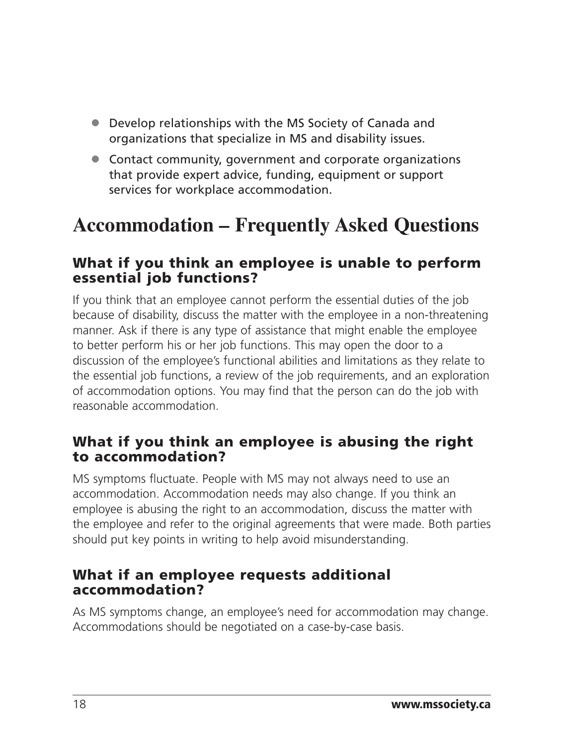- Develop relationships with the MS Society of Canada and organizations that specialize in MS and disability issues.
- Contact community, government and corporate organizations that provide expert advice, funding, equipment or support services for workplace accommodation.

# Accommodation – Frequently Asked Questions

## What if you think an employee is unable to perform essential job functions?

If you think that an employee cannot perform the essential duties of the job because of disability, discuss the matter with the employee in a non-threatening manner. Ask if there is any type of assistance that might enable the employee to better perform his or her job functions. This may open the door to a discussion of the employee's functional abilities and limitations as they relate to the essential job functions, a review of the job requirements, and an exploration of accommodation options. You may find that the person can do the job with reasonable accommodation.

## What if you think an employee is abusing the right to accommodation?

MS symptoms fluctuate. People with MS may not always need to use an accommodation. Accommodation needs may also change. If you think an employee is abusing the right to an accommodation, discuss the matter with the employee and refer to the original agreements that were made. Both parties should put key points in writing to help avoid misunderstanding.

## What if an employee requests additional accommodation?

As MS symptoms change, an employee's need for accommodation may change. Accommodations should be negotiated on a case-by-case basis.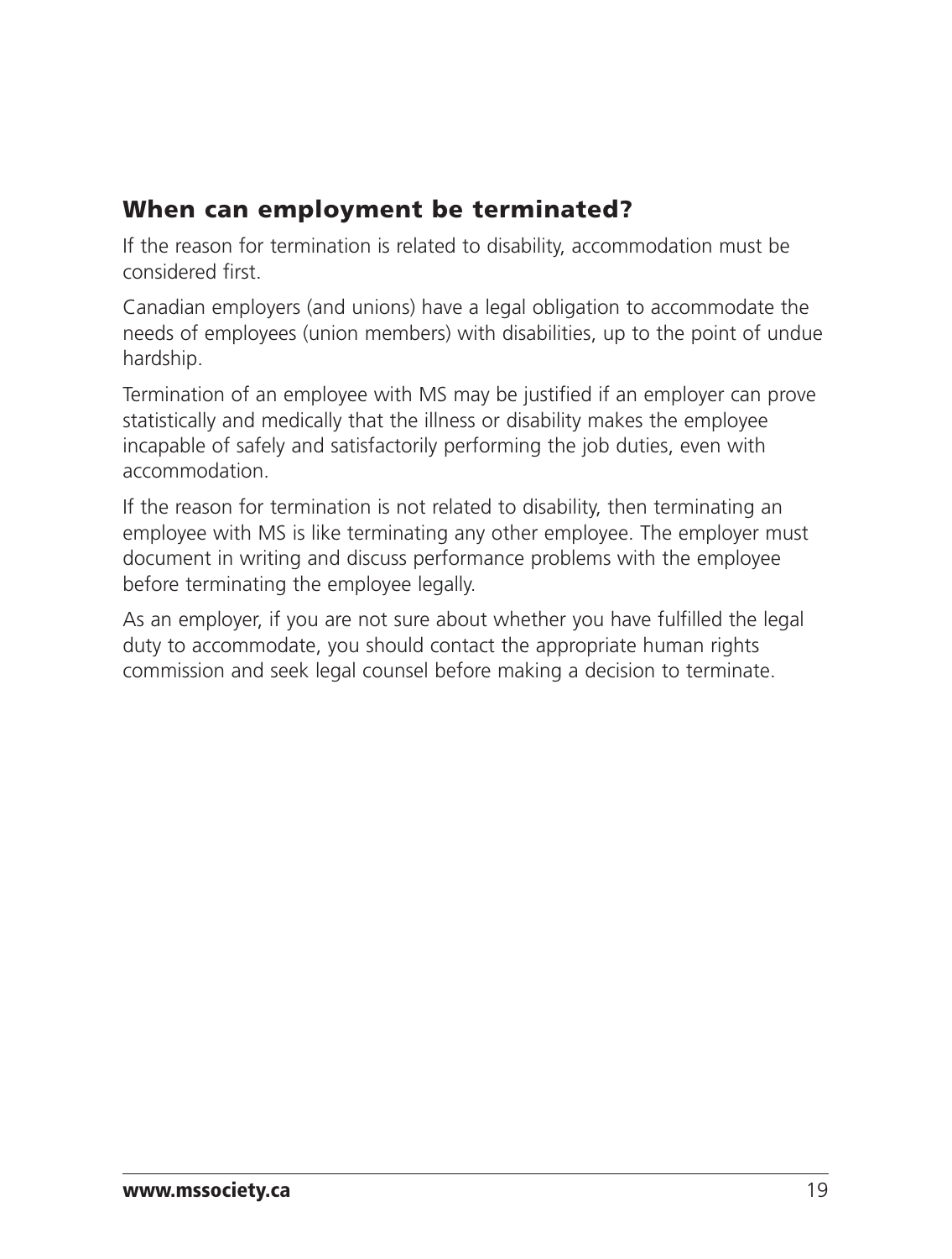## When can employment be terminated?

If the reason for termination is related to disability, accommodation must be considered first.

Canadian employers (and unions) have a legal obligation to accommodate the needs of employees (union members) with disabilities, up to the point of undue hardship.

Termination of an employee with MS may be justified if an employer can prove statistically and medically that the illness or disability makes the employee incapable of safely and satisfactorily performing the job duties, even with accommodation.

If the reason for termination is not related to disability, then terminating an employee with MS is like terminating any other employee. The employer must document in writing and discuss performance problems with the employee before terminating the employee legally.

As an employer, if you are not sure about whether you have fulfilled the legal duty to accommodate, you should contact the appropriate human rights commission and seek legal counsel before making a decision to terminate.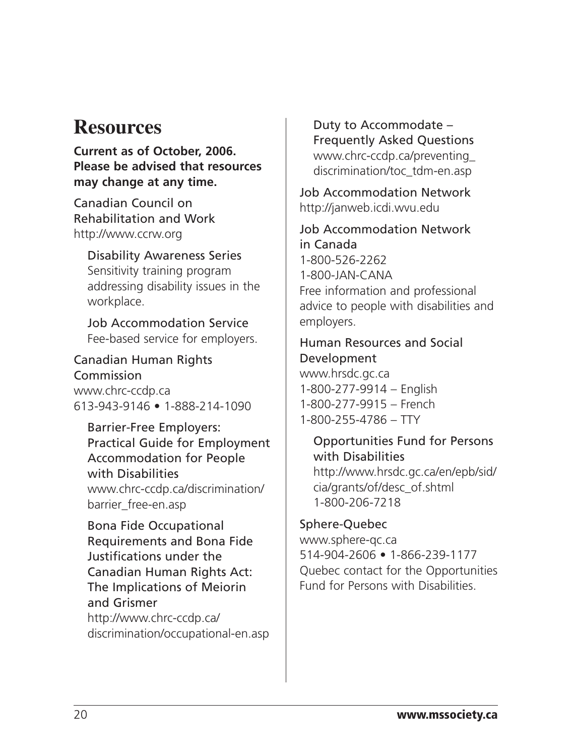# Resources

**Current as of October, 2006. Please be advised that resources may change at any time.**

Canadian Council on Rehabilitation and Work
http://www.ccrw.org

Disability Awareness Series
Sensitivity training program addressing disability issues in the workplace.

Job Accommodation Service
Fee-based service for employers.

Canadian Human Rights Commission
www.chrc-ccdp.ca
613-943-9146 • 1-888-214-1090

Barrier-Free Employers: Practical Guide for Employment Accommodation for People with Disabilities
www.chrc-ccdp.ca/discrimination/barrier_free-en.asp

Bona Fide Occupational Requirements and Bona Fide Justifications under the Canadian Human Rights Act: The Implications of Meiorin and Grismer
http://www.chrc-ccdp.ca/discrimination/occupational-en.asp

Duty to Accommodate – Frequently Asked Questions
www.chrc-ccdp.ca/preventing_discrimination/toc_tdm-en.asp

Job Accommodation Network
http://janweb.icdi.wvu.edu

Job Accommodation Network in Canada
1-800-526-2262
1-800-JAN-CANA
Free information and professional advice to people with disabilities and employers.

Human Resources and Social Development
www.hrsdc.gc.ca
1-800-277-9914 – English
1-800-277-9915 – French
1-800-255-4786 – TTY

Opportunities Fund for Persons with Disabilities
http://www.hrsdc.gc.ca/en/epb/sid/cia/grants/of/desc_of.shtml
1-800-206-7218

Sphere-Quebec
www.sphere-qc.ca
514-904-2606 • 1-866-239-1177
Quebec contact for the Opportunities Fund for Persons with Disabilities.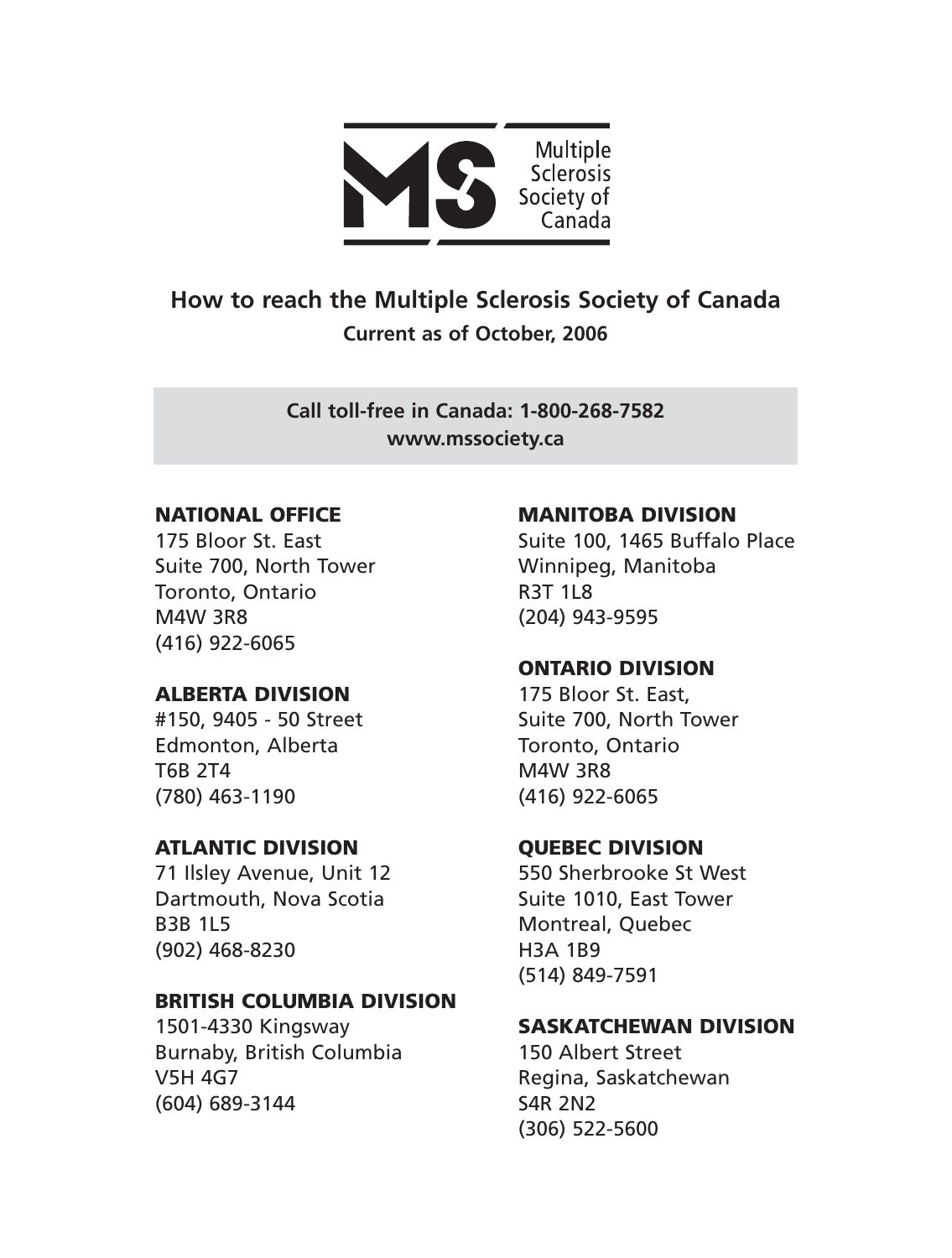Multiple Sclerosis Society of Canada

# How to reach the Multiple Sclerosis Society of Canada

**Current as of October, 2006**

**Call toll-free in Canada: 1-800-268-7582**
**www.mssociety.ca**

### NATIONAL OFFICE
175 Bloor St. East
Suite 700, North Tower
Toronto, Ontario
M4W 3R8
(416) 922-6065

### ALBERTA DIVISION
#150, 9405 - 50 Street
Edmonton, Alberta
T6B 2T4
(780) 463-1190

### ATLANTIC DIVISION
71 Ilsley Avenue, Unit 12
Dartmouth, Nova Scotia
B3B 1L5
(902) 468-8230

### BRITISH COLUMBIA DIVISION
1501-4330 Kingsway
Burnaby, British Columbia
V5H 4G7
(604) 689-3144

### MANITOBA DIVISION
Suite 100, 1465 Buffalo Place
Winnipeg, Manitoba
R3T 1L8
(204) 943-9595

### ONTARIO DIVISION
175 Bloor St. East,
Suite 700, North Tower
Toronto, Ontario
M4W 3R8
(416) 922-6065

### QUEBEC DIVISION
550 Sherbrooke St West
Suite 1010, East Tower
Montreal, Quebec
H3A 1B9
(514) 849-7591

### SASKATCHEWAN DIVISION
150 Albert Street
Regina, Saskatchewan
S4R 2N2
(306) 522-5600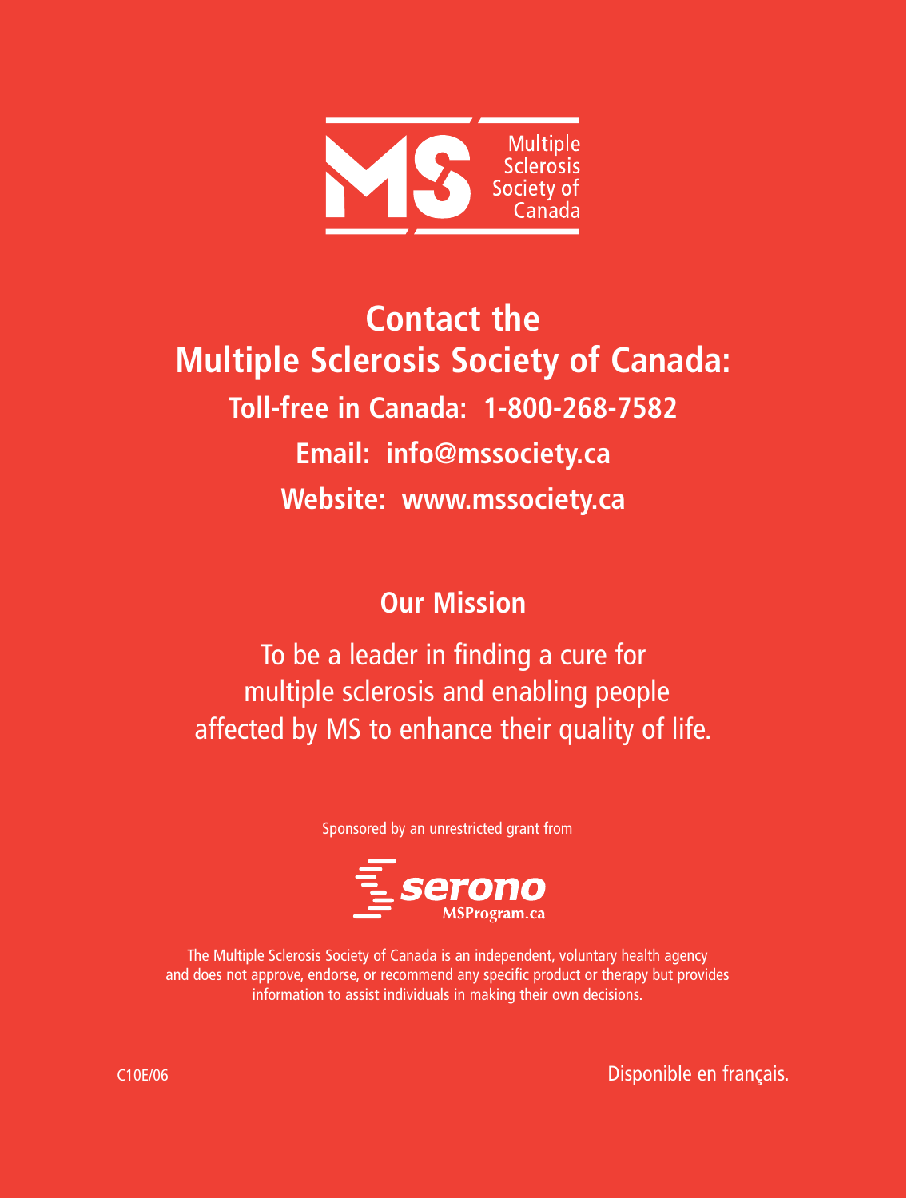Multiple Sclerosis Society of Canada

## Contact the Multiple Sclerosis Society of Canada:

**Toll-free in Canada: 1-800-268-7582**

**Email: info@mssociety.ca**

**Website: www.mssociety.ca**

## Our Mission

To be a leader in finding a cure for multiple sclerosis and enabling people affected by MS to enhance their quality of life.

Sponsored by an unrestricted grant from

serono
MSProgram.ca

The Multiple Sclerosis Society of Canada is an independent, voluntary health agency and does not approve, endorse, or recommend any specific product or therapy but provides information to assist individuals in making their own decisions.

C10E/06

Disponible en français.